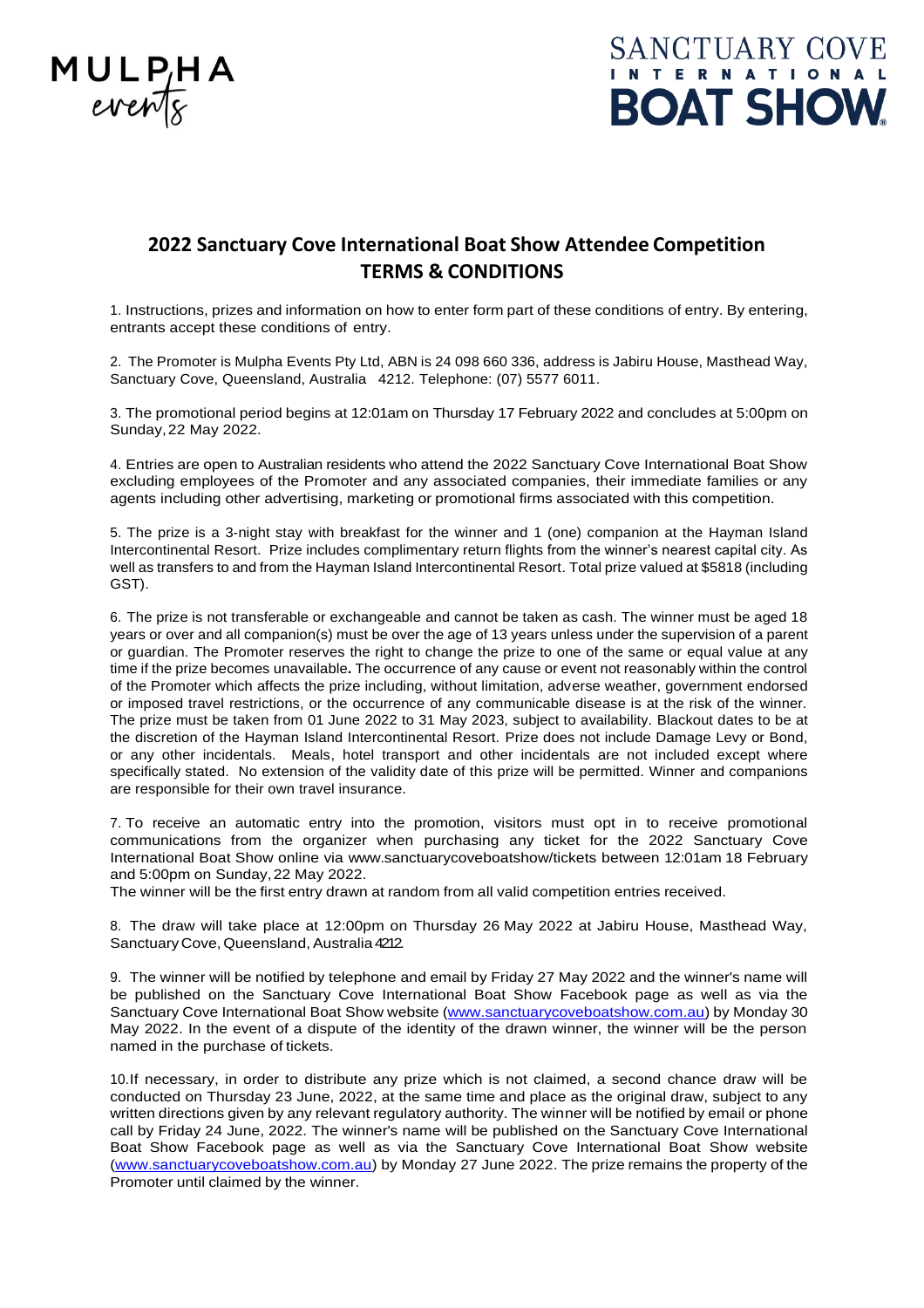MULPHA events

SANCTUARY COVE INTERNATIONAL BOAT SHOW

# 2022 Sanctuary Cove International Boat Show Attendee Competition TERMS & CONDITIONS

1. Instructions, prizes and information on how to enter form part of these conditions of entry. By entering, entrants accept these conditions of entry.

2. The Promoter is Mulpha Events Pty Ltd, ABN is 24 098 660 336, address is Jabiru House, Masthead Way, Sanctuary Cove, Queensland, Australia 4212. Telephone: (07) 5577 6011.

3. The promotional period begins at 12:01am on Thursday 17 February 2022 and concludes at 5:00pm on Sunday, 22 May 2022.

4. Entries are open to Australian residents who attend the 2022 Sanctuary Cove International Boat Show excluding employees of the Promoter and any associated companies, their immediate families or any agents including other advertising, marketing or promotional firms associated with this competition.

5. The prize is a 3-night stay with breakfast for the winner and 1 (one) companion at the Hayman Island Intercontinental Resort. Prize includes complimentary return flights from the winner's nearest capital city. As well as transfers to and from the Hayman Island Intercontinental Resort. Total prize valued at $5818 (including GST).

6. The prize is not transferable or exchangeable and cannot be taken as cash. The winner must be aged 18 years or over and all companion(s) must be over the age of 13 years unless under the supervision of a parent or guardian. The Promoter reserves the right to change the prize to one of the same or equal value at any time if the prize becomes unavailable**.** The occurrence of any cause or event not reasonably within the control of the Promoter which affects the prize including, without limitation, adverse weather, government endorsed or imposed travel restrictions, or the occurrence of any communicable disease is at the risk of the winner. The prize must be taken from 01 June 2022 to 31 May 2023, subject to availability. Blackout dates to be at the discretion of the Hayman Island Intercontinental Resort. Prize does not include Damage Levy or Bond, or any other incidentals. Meals, hotel transport and other incidentals are not included except where specifically stated. No extension of the validity date of this prize will be permitted. Winner and companions are responsible for their own travel insurance.

7. To receive an automatic entry into the promotion, visitors must opt in to receive promotional communications from the organizer when purchasing any ticket for the 2022 Sanctuary Cove International Boat Show online via www.sanctuarycoveboatshow/tickets between 12:01am 18 February and 5:00pm on Sunday, 22 May 2022.
The winner will be the first entry drawn at random from all valid competition entries received.

8. The draw will take place at 12:00pm on Thursday 26 May 2022 at Jabiru House, Masthead Way, Sanctuary Cove, Queensland, Australia 4212.

9. The winner will be notified by telephone and email by Friday 27 May 2022 and the winner's name will be published on the Sanctuary Cove International Boat Show Facebook page as well as via the Sanctuary Cove International Boat Show website ([www.sanctuarycoveboatshow.com.au](http://www.sanctuarycoveboatshow.com.au)) by Monday 30 May 2022. In the event of a dispute of the identity of the drawn winner, the winner will be the person named in the purchase of tickets.

10. If necessary, in order to distribute any prize which is not claimed, a second chance draw will be conducted on Thursday 23 June, 2022, at the same time and place as the original draw, subject to any written directions given by any relevant regulatory authority. The winner will be notified by email or phone call by Friday 24 June, 2022. The winner's name will be published on the Sanctuary Cove International Boat Show Facebook page as well as via the Sanctuary Cove International Boat Show website ([www.sanctuarycoveboatshow.com.au](http://www.sanctuarycoveboatshow.com.au)) by Monday 27 June 2022. The prize remains the property of the Promoter until claimed by the winner.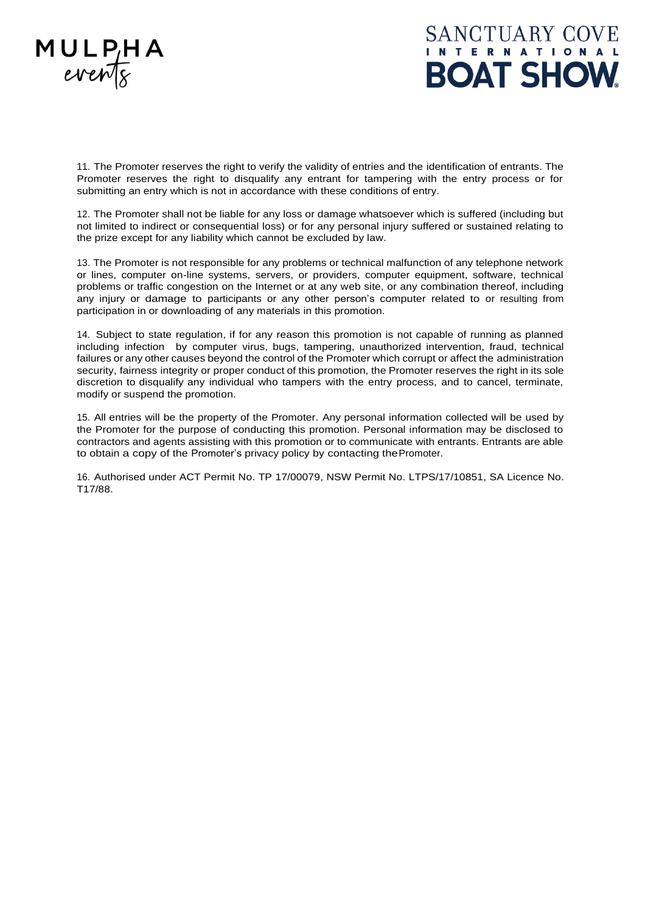11. The Promoter reserves the right to verify the validity of entries and the identification of entrants. The Promoter reserves the right to disqualify any entrant for tampering with the entry process or for submitting an entry which is not in accordance with these conditions of entry.

12. The Promoter shall not be liable for any loss or damage whatsoever which is suffered (including but not limited to indirect or consequential loss) or for any personal injury suffered or sustained relating to the prize except for any liability which cannot be excluded by law.

13. The Promoter is not responsible for any problems or technical malfunction of any telephone network or lines, computer on-line systems, servers, or providers, computer equipment, software, technical problems or traffic congestion on the Internet or at any web site, or any combination thereof, including any injury or damage to participants or any other person's computer related to or resulting from participation in or downloading of any materials in this promotion.

14. Subject to state regulation, if for any reason this promotion is not capable of running as planned including infection by computer virus, bugs, tampering, unauthorized intervention, fraud, technical failures or any other causes beyond the control of the Promoter which corrupt or affect the administration security, fairness integrity or proper conduct of this promotion, the Promoter reserves the right in its sole discretion to disqualify any individual who tampers with the entry process, and to cancel, terminate, modify or suspend the promotion.

15. All entries will be the property of the Promoter. Any personal information collected will be used by the Promoter for the purpose of conducting this promotion. Personal information may be disclosed to contractors and agents assisting with this promotion or to communicate with entrants. Entrants are able to obtain a copy of the Promoter's privacy policy by contacting the Promoter.

16. Authorised under ACT Permit No. TP 17/00079, NSW Permit No. LTPS/17/10851, SA Licence No. T17/88.